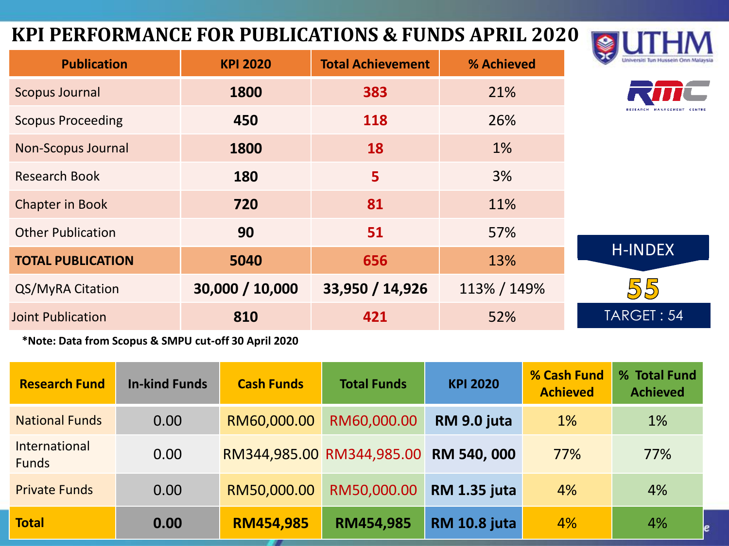# KPI PERFORMANCE FOR PUBLICATIONS & FUNDS APRIL 2020

| Publication | KPI 2020 | Total Achievement | % Achieved |
|---|---|---|---|
| Scopus Journal | **1800** | **383** | 21% |
| Scopus Proceeding | **450** | **118** | 26% |
| Non-Scopus Journal | **1800** | **18** | 1% |
| Research Book | **180** | **5** | 3% |
| Chapter in Book | **720** | **81** | 11% |
| Other Publication | **90** | **51** | 57% |
| **TOTAL PUBLICATION** | **5040** | **656** | 13% |
| QS/MyRA Citation | **30,000 / 10,000** | **33,950 / 14,926** | 113% / 149% |
| Joint Publication | **810** | **421** | 52% |

**\*Note: Data from Scopus & SMPU cut-off 30 April 2020**

H-INDEX

**55**

TARGET : 54

| Research Fund | In-kind Funds | Cash Funds | Total Funds | KPI 2020 | % Cash Fund Achieved | % Total Fund Achieved |
|---|---|---|---|---|---|---|
| National Funds | 0.00 | RM60,000.00 | RM60,000.00 | **RM 9.0 juta** | 1% | 1% |
| International Funds | 0.00 | RM344,985.00 | RM344,985.00 | **RM 540, 000** | 77% | 77% |
| Private Funds | 0.00 | RM50,000.00 | RM50,000.00 | **RM 1.35 juta** | 4% | 4% |
| **Total** | **0.00** | **RM454,985** | **RM454,985** | **RM 10.8 juta** | 4% | 4% |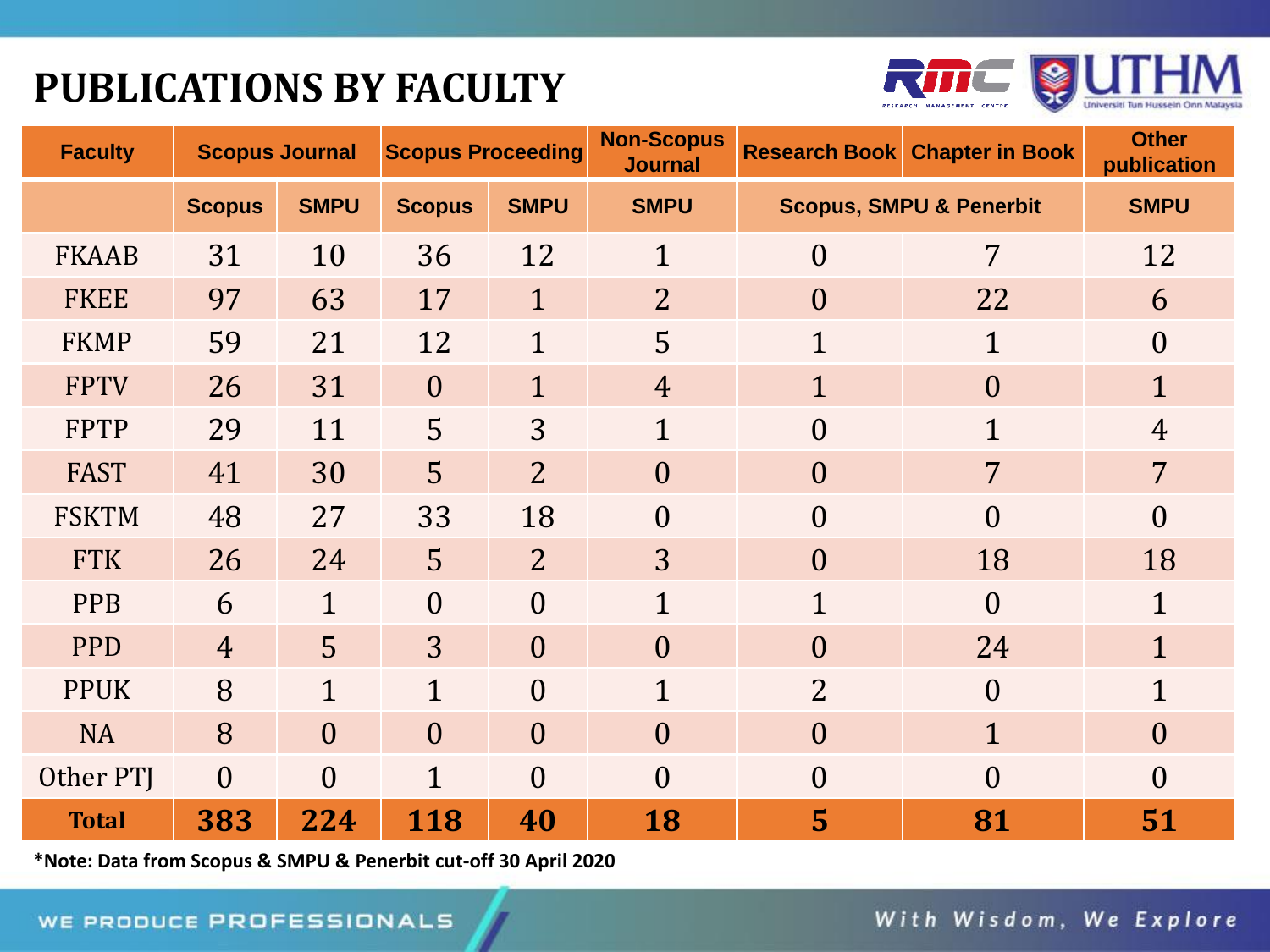# PUBLICATIONS BY FACULTY

| Faculty | Scopus Journal | | Scopus Proceeding | | Non-Scopus Journal | Research Book | Chapter in Book | Other publication |
|---|---|---|---|---|---|---|---|---|
| | Scopus | SMPU | Scopus | SMPU | SMPU | Scopus, SMPU & Penerbit | | SMPU |
| FKAAB | 31 | 10 | 36 | 12 | 1 | 0 | 7 | 12 |
| FKEE | 97 | 63 | 17 | 1 | 2 | 0 | 22 | 6 |
| FKMP | 59 | 21 | 12 | 1 | 5 | 1 | 1 | 0 |
| FPTV | 26 | 31 | 0 | 1 | 4 | 1 | 0 | 1 |
| FPTP | 29 | 11 | 5 | 3 | 1 | 0 | 1 | 4 |
| FAST | 41 | 30 | 5 | 2 | 0 | 0 | 7 | 7 |
| FSKTM | 48 | 27 | 33 | 18 | 0 | 0 | 0 | 0 |
| FTK | 26 | 24 | 5 | 2 | 3 | 0 | 18 | 18 |
| PPB | 6 | 1 | 0 | 0 | 1 | 1 | 0 | 1 |
| PPD | 4 | 5 | 3 | 0 | 0 | 0 | 24 | 1 |
| PPUK | 8 | 1 | 1 | 0 | 1 | 2 | 0 | 1 |
| NA | 8 | 0 | 0 | 0 | 0 | 0 | 1 | 0 |
| Other PTJ | 0 | 0 | 1 | 0 | 0 | 0 | 0 | 0 |
| **Total** | **383** | **224** | **118** | **40** | **18** | **5** | **81** | **51** |

**\*Note: Data from Scopus & SMPU & Penerbit cut-off 30 April 2020**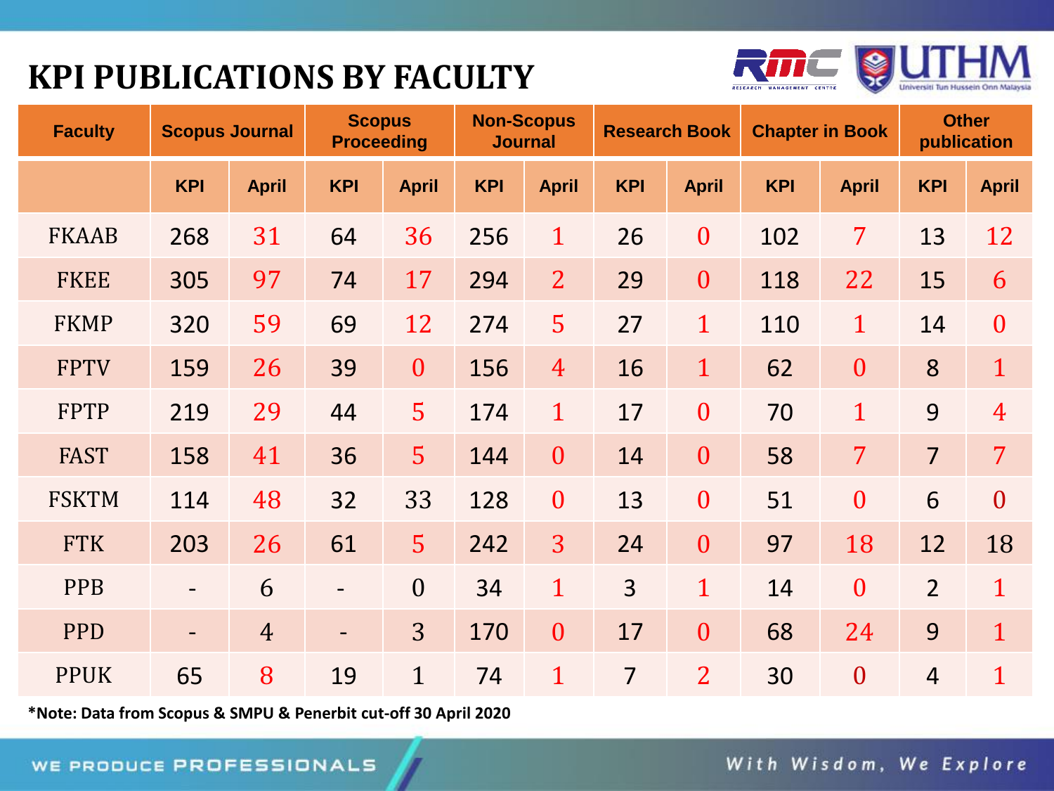# KPI PUBLICATIONS BY FACULTY

| Faculty | Scopus Journal | | Scopus Proceeding | | Non-Scopus Journal | | Research Book | | Chapter in Book | | Other publication | |
|---|---|---|---|---|---|---|---|---|---|---|---|---|
| | KPI | April | KPI | April | KPI | April | KPI | April | KPI | April | KPI | April |
| FKAAB | 268 | 31 | 64 | 36 | 256 | 1 | 26 | 0 | 102 | 7 | 13 | 12 |
| FKEE | 305 | 97 | 74 | 17 | 294 | 2 | 29 | 0 | 118 | 22 | 15 | 6 |
| FKMP | 320 | 59 | 69 | 12 | 274 | 5 | 27 | 1 | 110 | 1 | 14 | 0 |
| FPTV | 159 | 26 | 39 | 0 | 156 | 4 | 16 | 1 | 62 | 0 | 8 | 1 |
| FPTP | 219 | 29 | 44 | 5 | 174 | 1 | 17 | 0 | 70 | 1 | 9 | 4 |
| FAST | 158 | 41 | 36 | 5 | 144 | 0 | 14 | 0 | 58 | 7 | 7 | 7 |
| FSKTM | 114 | 48 | 32 | 33 | 128 | 0 | 13 | 0 | 51 | 0 | 6 | 0 |
| FTK | 203 | 26 | 61 | 5 | 242 | 3 | 24 | 0 | 97 | 18 | 12 | 18 |
| PPB | - | 6 | - | 0 | 34 | 1 | 3 | 1 | 14 | 0 | 2 | 1 |
| PPD | - | 4 | - | 3 | 170 | 0 | 17 | 0 | 68 | 24 | 9 | 1 |
| PPUK | 65 | 8 | 19 | 1 | 74 | 1 | 7 | 2 | 30 | 0 | 4 | 1 |

**\*Note: Data from Scopus & SMPU & Penerbit cut-off 30 April 2020**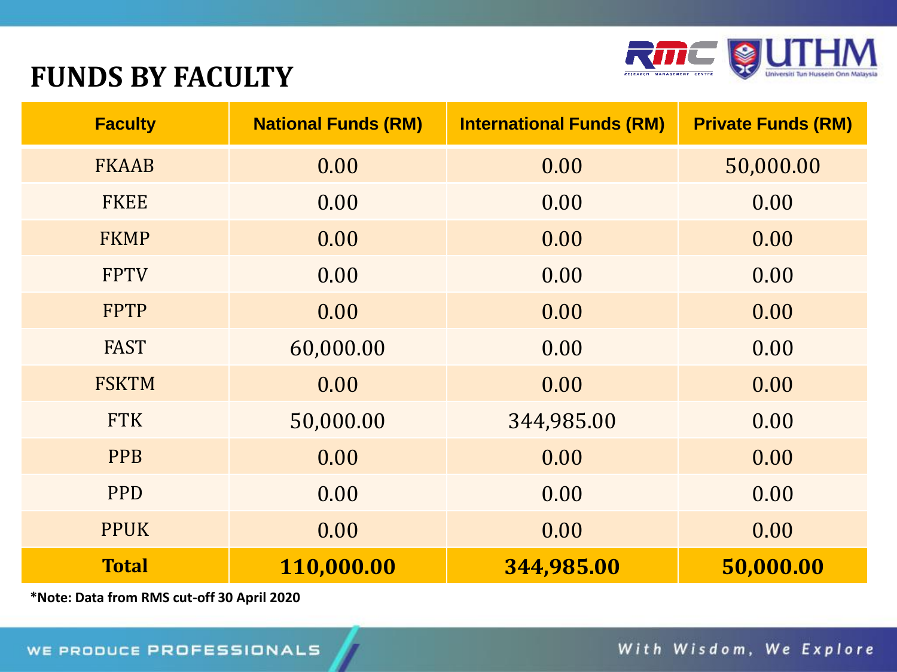# FUNDS BY FACULTY

| Faculty | National Funds (RM) | International Funds (RM) | Private Funds (RM) |
|---|---|---|---|
| FKAAB | 0.00 | 0.00 | 50,000.00 |
| FKEE | 0.00 | 0.00 | 0.00 |
| FKMP | 0.00 | 0.00 | 0.00 |
| FPTV | 0.00 | 0.00 | 0.00 |
| FPTP | 0.00 | 0.00 | 0.00 |
| FAST | 60,000.00 | 0.00 | 0.00 |
| FSKTM | 0.00 | 0.00 | 0.00 |
| FTK | 50,000.00 | 344,985.00 | 0.00 |
| PPB | 0.00 | 0.00 | 0.00 |
| PPD | 0.00 | 0.00 | 0.00 |
| PPUK | 0.00 | 0.00 | 0.00 |
| **Total** | **110,000.00** | **344,985.00** | **50,000.00** |

**\*Note: Data from RMS cut-off 30 April 2020**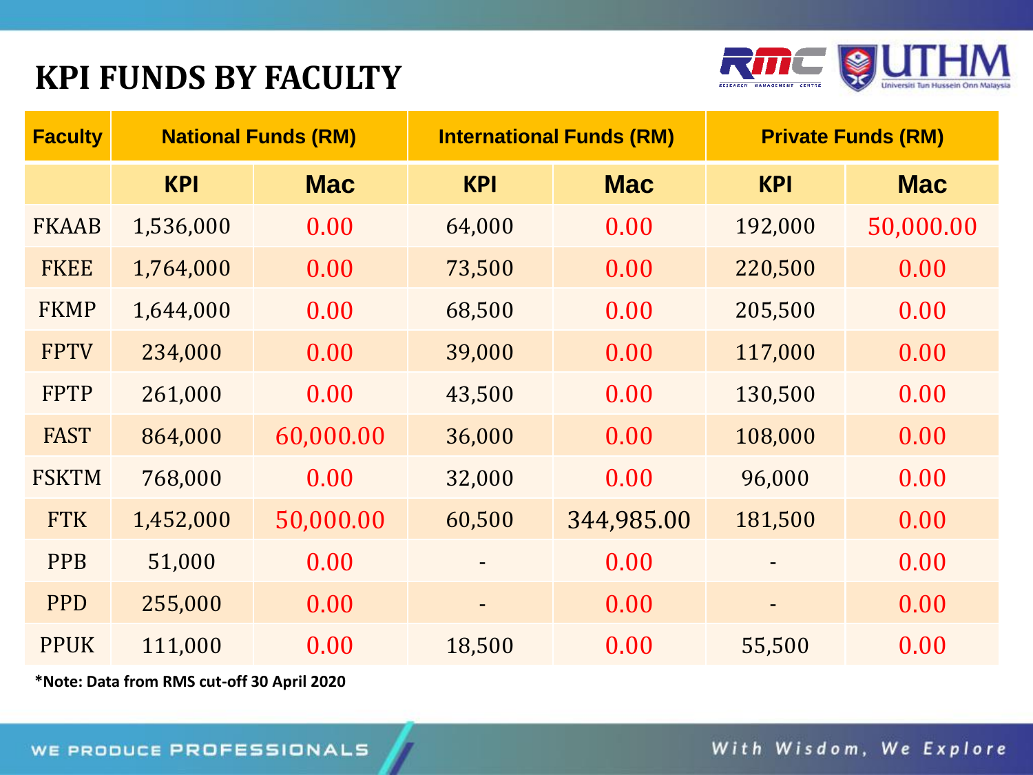# KPI FUNDS BY FACULTY

| Faculty | National Funds (RM) | | International Funds (RM) | | Private Funds (RM) | |
|---|---|---|---|---|---|---|
| | KPI | Mac | KPI | Mac | KPI | Mac |
| FKAAB | 1,536,000 | 0.00 | 64,000 | 0.00 | 192,000 | 50,000.00 |
| FKEE | 1,764,000 | 0.00 | 73,500 | 0.00 | 220,500 | 0.00 |
| FKMP | 1,644,000 | 0.00 | 68,500 | 0.00 | 205,500 | 0.00 |
| FPTV | 234,000 | 0.00 | 39,000 | 0.00 | 117,000 | 0.00 |
| FPTP | 261,000 | 0.00 | 43,500 | 0.00 | 130,500 | 0.00 |
| FAST | 864,000 | 60,000.00 | 36,000 | 0.00 | 108,000 | 0.00 |
| FSKTM | 768,000 | 0.00 | 32,000 | 0.00 | 96,000 | 0.00 |
| FTK | 1,452,000 | 50,000.00 | 60,500 | 344,985.00 | 181,500 | 0.00 |
| PPB | 51,000 | 0.00 | - | 0.00 | - | 0.00 |
| PPD | 255,000 | 0.00 | - | 0.00 | - | 0.00 |
| PPUK | 111,000 | 0.00 | 18,500 | 0.00 | 55,500 | 0.00 |

**\*Note: Data from RMS cut-off 30 April 2020**